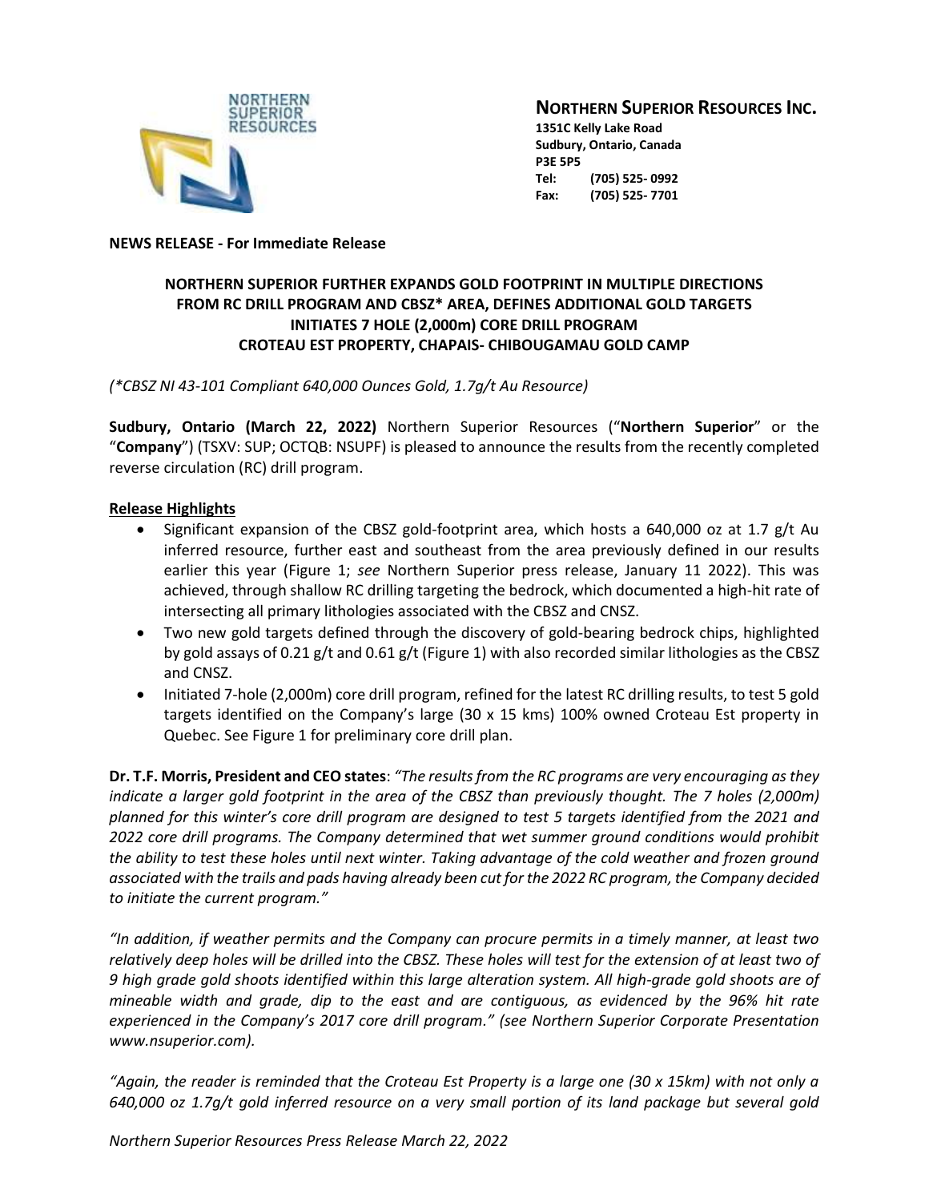**NORTHERN SUPERIOR RESOURCES INC.**
**1351C Kelly Lake Road**
**Sudbury, Ontario, Canada**
**P3E 5P5**
**Tel: (705) 525- 0992**
**Fax: (705) 525- 7701**

**NEWS RELEASE - For Immediate Release**

## NORTHERN SUPERIOR FURTHER EXPANDS GOLD FOOTPRINT IN MULTIPLE DIRECTIONS FROM RC DRILL PROGRAM AND CBSZ* AREA, DEFINES ADDITIONAL GOLD TARGETS INITIATES 7 HOLE (2,000m) CORE DRILL PROGRAM CROTEAU EST PROPERTY, CHAPAIS- CHIBOUGAMAU GOLD CAMP

*(*CBSZ NI 43-101 Compliant 640,000 Ounces Gold, 1.7g/t Au Resource)*

**Sudbury, Ontario (March 22, 2022)** Northern Superior Resources ("**Northern Superior**" or the "**Company**") (TSXV: SUP; OCTQB: NSUPF) is pleased to announce the results from the recently completed reverse circulation (RC) drill program.

**Release Highlights**

- Significant expansion of the CBSZ gold-footprint area, which hosts a 640,000 oz at 1.7 g/t Au inferred resource, further east and southeast from the area previously defined in our results earlier this year (Figure 1; *see* Northern Superior press release, January 11 2022). This was achieved, through shallow RC drilling targeting the bedrock, which documented a high-hit rate of intersecting all primary lithologies associated with the CBSZ and CNSZ.
- Two new gold targets defined through the discovery of gold-bearing bedrock chips, highlighted by gold assays of 0.21 g/t and 0.61 g/t (Figure 1) with also recorded similar lithologies as the CBSZ and CNSZ.
- Initiated 7-hole (2,000m) core drill program, refined for the latest RC drilling results, to test 5 gold targets identified on the Company's large (30 x 15 kms) 100% owned Croteau Est property in Quebec. See Figure 1 for preliminary core drill plan.

**Dr. T.F. Morris, President and CEO states**: *"The results from the RC programs are very encouraging as they indicate a larger gold footprint in the area of the CBSZ than previously thought. The 7 holes (2,000m) planned for this winter's core drill program are designed to test 5 targets identified from the 2021 and 2022 core drill programs. The Company determined that wet summer ground conditions would prohibit the ability to test these holes until next winter. Taking advantage of the cold weather and frozen ground associated with the trails and pads having already been cut for the 2022 RC program, the Company decided to initiate the current program."*

*"In addition, if weather permits and the Company can procure permits in a timely manner, at least two relatively deep holes will be drilled into the CBSZ. These holes will test for the extension of at least two of 9 high grade gold shoots identified within this large alteration system. All high-grade gold shoots are of mineable width and grade, dip to the east and are contiguous, as evidenced by the 96% hit rate experienced in the Company's 2017 core drill program." (see Northern Superior Corporate Presentation www.nsuperior.com).*

*"Again, the reader is reminded that the Croteau Est Property is a large one (30 x 15km) with not only a 640,000 oz 1.7g/t gold inferred resource on a very small portion of its land package but several gold*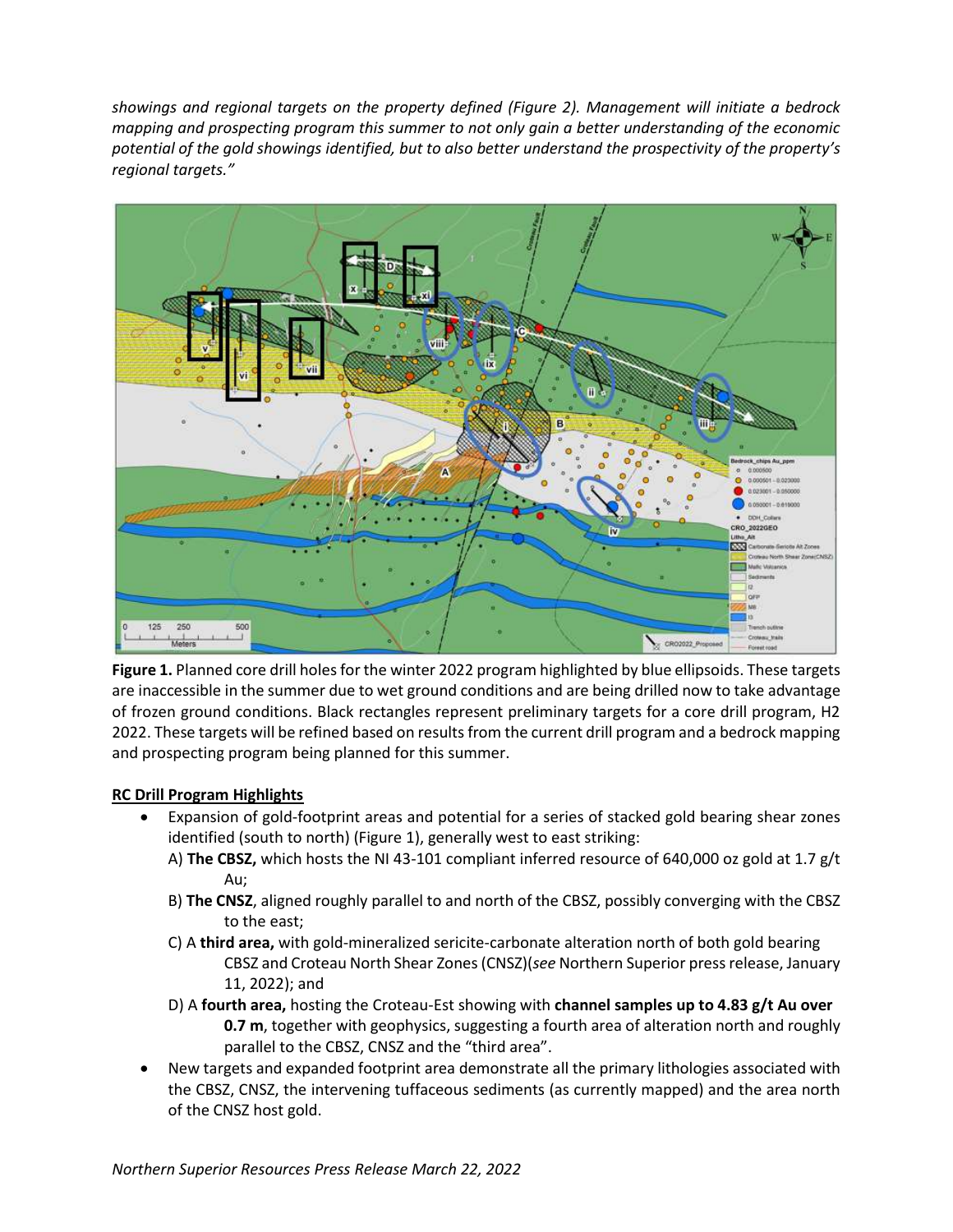*showings and regional targets on the property defined (Figure 2). Management will initiate a bedrock mapping and prospecting program this summer to not only gain a better understanding of the economic potential of the gold showings identified, but to also better understand the prospectivity of the property's regional targets."*

**Figure 1.** Planned core drill holes for the winter 2022 program highlighted by blue ellipsoids. These targets are inaccessible in the summer due to wet ground conditions and are being drilled now to take advantage of frozen ground conditions. Black rectangles represent preliminary targets for a core drill program, H2 2022. These targets will be refined based on results from the current drill program and a bedrock mapping and prospecting program being planned for this summer.

**RC Drill Program Highlights**

- Expansion of gold-footprint areas and potential for a series of stacked gold bearing shear zones identified (south to north) (Figure 1), generally west to east striking:
  - A) **The CBSZ,** which hosts the NI 43-101 compliant inferred resource of 640,000 oz gold at 1.7 g/t Au;
  - B) **The CNSZ**, aligned roughly parallel to and north of the CBSZ, possibly converging with the CBSZ to the east;
  - C) A **third area,** with gold-mineralized sericite-carbonate alteration north of both gold bearing CBSZ and Croteau North Shear Zones (CNSZ)(*see* Northern Superior press release, January 11, 2022); and
  - D) A **fourth area,** hosting the Croteau-Est showing with **channel samples up to 4.83 g/t Au over 0.7 m**, together with geophysics, suggesting a fourth area of alteration north and roughly parallel to the CBSZ, CNSZ and the "third area".
- New targets and expanded footprint area demonstrate all the primary lithologies associated with the CBSZ, CNSZ, the intervening tuffaceous sediments (as currently mapped) and the area north of the CNSZ host gold.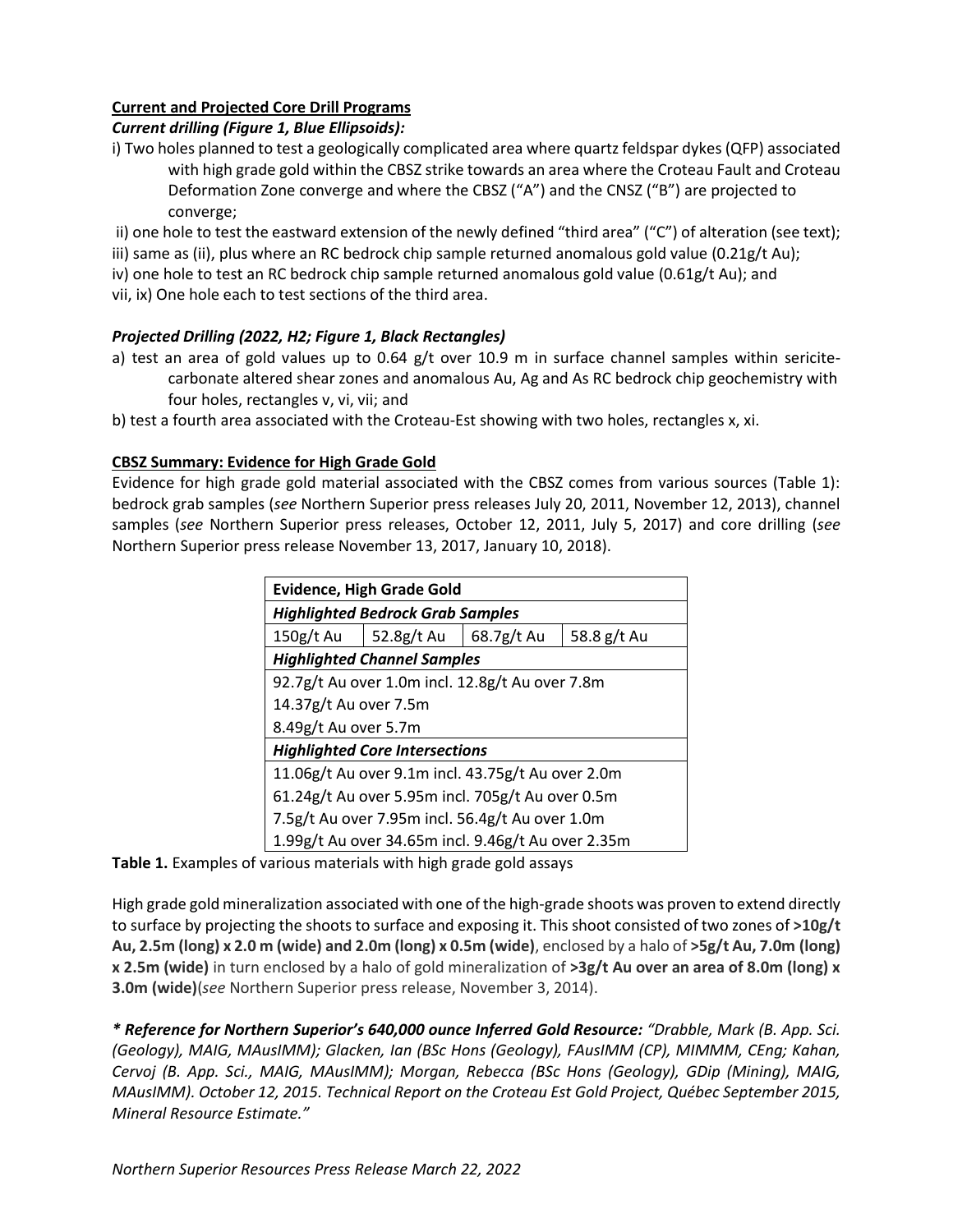**Current and Projected Core Drill Programs**

***Current drilling (Figure 1, Blue Ellipsoids):***

i) Two holes planned to test a geologically complicated area where quartz feldspar dykes (QFP) associated with high grade gold within the CBSZ strike towards an area where the Croteau Fault and Croteau Deformation Zone converge and where the CBSZ (“A”) and the CNSZ (“B”) are projected to converge;

ii) one hole to test the eastward extension of the newly defined “third area” (“C”) of alteration (see text);

iii) same as (ii), plus where an RC bedrock chip sample returned anomalous gold value (0.21g/t Au);

iv) one hole to test an RC bedrock chip sample returned anomalous gold value (0.61g/t Au); and

vii, ix) One hole each to test sections of the third area.

***Projected Drilling (2022, H2; Figure 1, Black Rectangles)***

a) test an area of gold values up to 0.64 g/t over 10.9 m in surface channel samples within sericite-carbonate altered shear zones and anomalous Au, Ag and As RC bedrock chip geochemistry with four holes, rectangles v, vi, vii; and

b) test a fourth area associated with the Croteau-Est showing with two holes, rectangles x, xi.

**CBSZ Summary: Evidence for High Grade Gold**

Evidence for high grade gold material associated with the CBSZ comes from various sources (Table 1): bedrock grab samples (*see* Northern Superior press releases July 20, 2011, November 12, 2013), channel samples (*see* Northern Superior press releases, October 12, 2011, July 5, 2017) and core drilling (*see* Northern Superior press release November 13, 2017, January 10, 2018).

| **Evidence, High Grade Gold** | | | |
|---|---|---|---|
| ***Highlighted Bedrock Grab Samples*** | | | |
| 150g/t Au | 52.8g/t Au | 68.7g/t Au | 58.8 g/t Au |
| ***Highlighted Channel Samples*** | | | |
| 92.7g/t Au over 1.0m incl. 12.8g/t Au over 7.8m | | | |
| 14.37g/t Au over 7.5m | | | |
| 8.49g/t Au over 5.7m | | | |
| ***Highlighted Core Intersections*** | | | |
| 11.06g/t Au over 9.1m incl. 43.75g/t Au over 2.0m | | | |
| 61.24g/t Au over 5.95m incl. 705g/t Au over 0.5m | | | |
| 7.5g/t Au over 7.95m incl. 56.4g/t Au over 1.0m | | | |
| 1.99g/t Au over 34.65m incl. 9.46g/t Au over 2.35m | | | |

**Table 1.** Examples of various materials with high grade gold assays

High grade gold mineralization associated with one of the high-grade shoots was proven to extend directly to surface by projecting the shoots to surface and exposing it. This shoot consisted of two zones of **>10g/t Au, 2.5m (long) x 2.0 m (wide) and 2.0m (long) x 0.5m (wide)**, enclosed by a halo of **>5g/t Au, 7.0m (long) x 2.5m (wide)** in turn enclosed by a halo of gold mineralization of **>3g/t Au over an area of 8.0m (long) x 3.0m (wide)**(*see* Northern Superior press release, November 3, 2014).

***\* Reference for Northern Superior’s 640,000 ounce Inferred Gold Resource:*** *“Drabble, Mark (B. App. Sci. (Geology), MAIG, MAusIMM); Glacken, Ian (BSc Hons (Geology), FAusIMM (CP), MIMMM, CEng; Kahan, Cervoj (B. App. Sci., MAIG, MAusIMM); Morgan, Rebecca (BSc Hons (Geology), GDip (Mining), MAIG, MAusIMM). October 12, 2015. Technical Report on the Croteau Est Gold Project, Québec September 2015, Mineral Resource Estimate.”*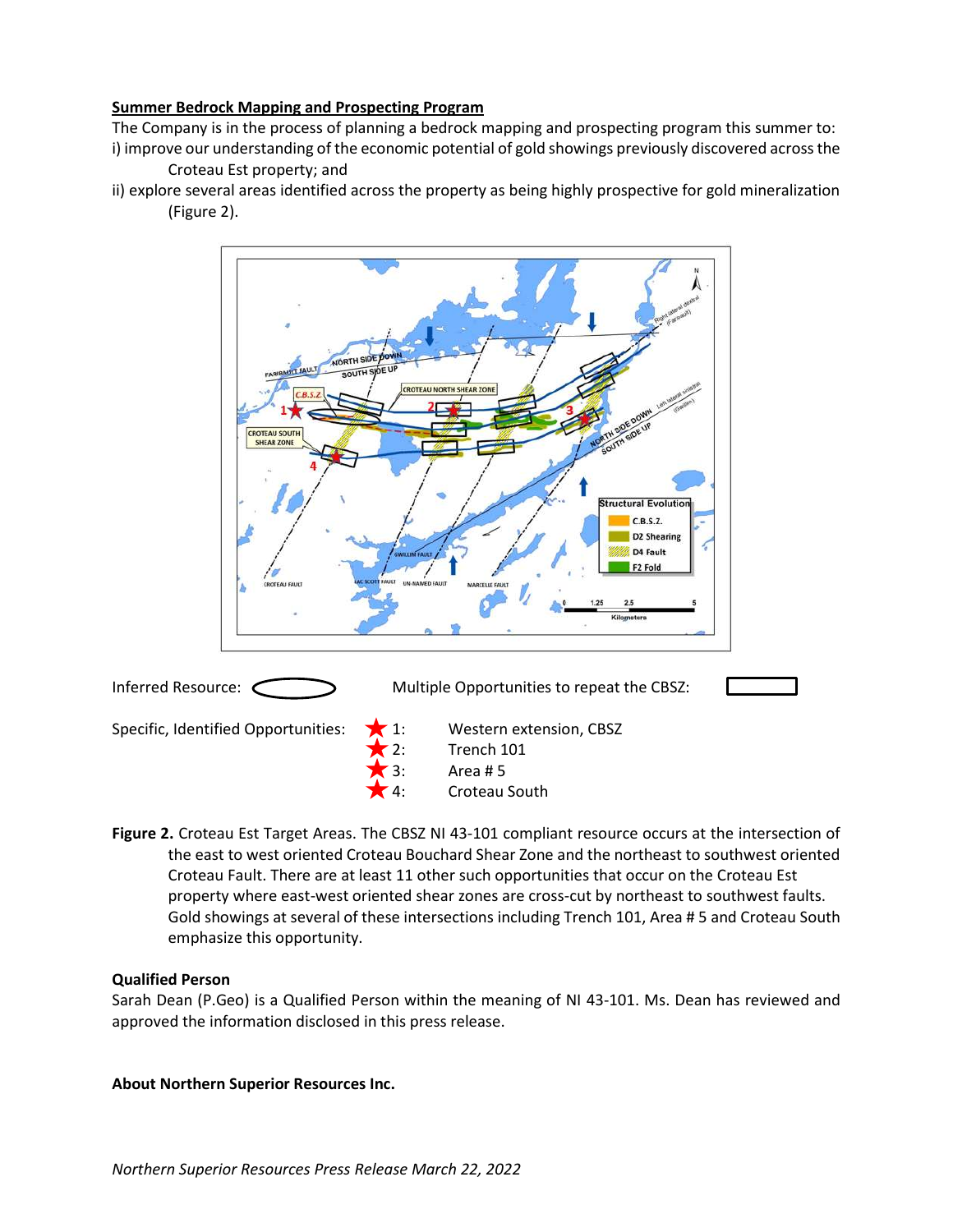## Summer Bedrock Mapping and Prospecting Program

The Company is in the process of planning a bedrock mapping and prospecting program this summer to:

i) improve our understanding of the economic potential of gold showings previously discovered across the Croteau Est property; and

ii) explore several areas identified across the property as being highly prospective for gold mineralization (Figure 2).

Inferred Resource: ⬭ Multiple Opportunities to repeat the CBSZ: ▭

Specific, Identified Opportunities:

- ★ 1: Western extension, CBSZ
- ★ 2: Trench 101
- ★ 3: Area # 5
- ★ 4: Croteau South

**Figure 2.** Croteau Est Target Areas. The CBSZ NI 43-101 compliant resource occurs at the intersection of the east to west oriented Croteau Bouchard Shear Zone and the northeast to southwest oriented Croteau Fault. There are at least 11 other such opportunities that occur on the Croteau Est property where east-west oriented shear zones are cross-cut by northeast to southwest faults. Gold showings at several of these intersections including Trench 101, Area # 5 and Croteau South emphasize this opportunity.

### Qualified Person

Sarah Dean (P.Geo) is a Qualified Person within the meaning of NI 43-101. Ms. Dean has reviewed and approved the information disclosed in this press release.

### About Northern Superior Resources Inc.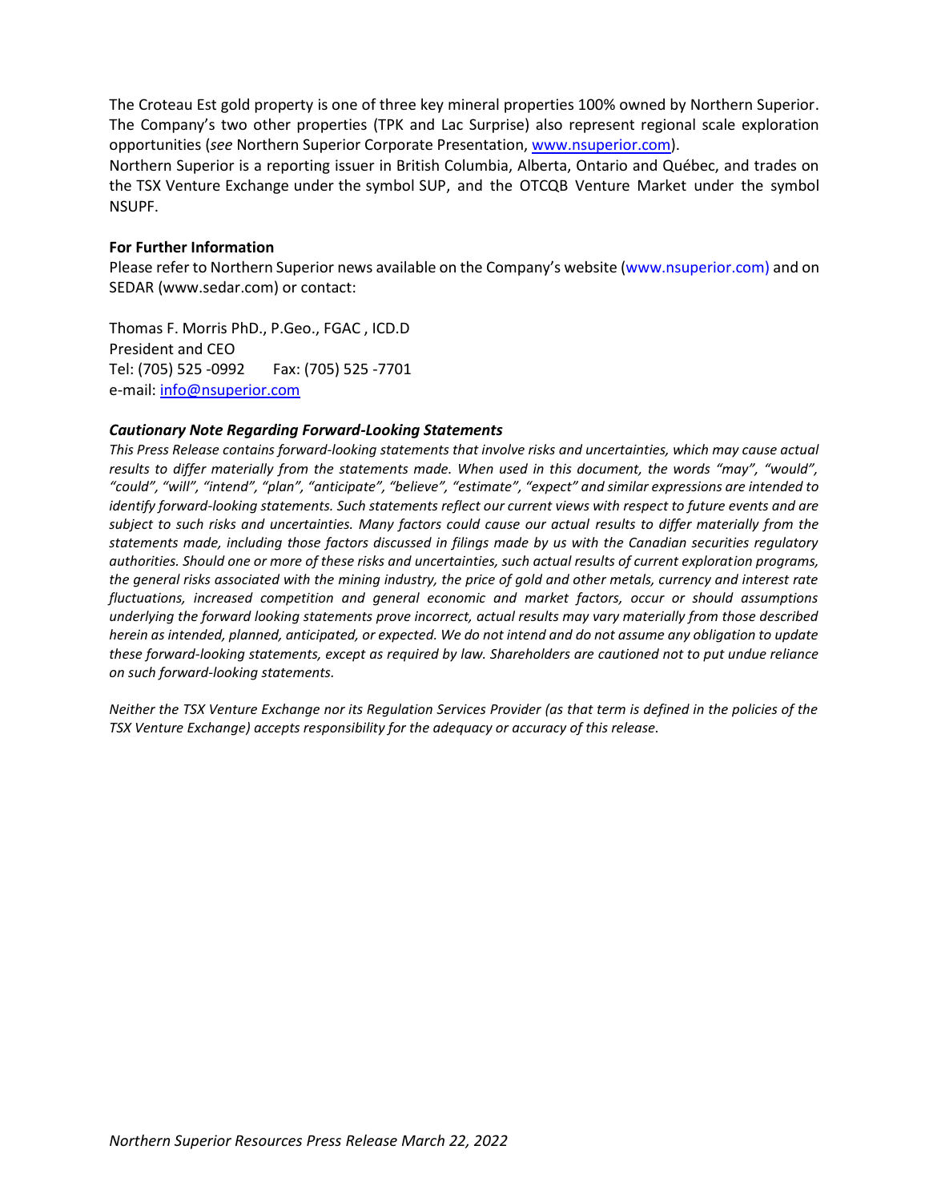The Croteau Est gold property is one of three key mineral properties 100% owned by Northern Superior. The Company's two other properties (TPK and Lac Surprise) also represent regional scale exploration opportunities (*see* Northern Superior Corporate Presentation, [www.nsuperior.com](www.nsuperior.com)).

Northern Superior is a reporting issuer in British Columbia, Alberta, Ontario and Québec, and trades on the TSX Venture Exchange under the symbol SUP, and the OTCQB Venture Market under the symbol NSUPF.

**For Further Information**

Please refer to Northern Superior news available on the Company's website (www.nsuperior.com) and on SEDAR (www.sedar.com) or contact:

Thomas F. Morris PhD., P.Geo., FGAC , ICD.D
President and CEO
Tel: (705) 525 -0992 Fax: (705) 525 -7701
e-mail: [info@nsuperior.com](mailto:info@nsuperior.com)

***Cautionary Note Regarding Forward-Looking Statements***

*This Press Release contains forward-looking statements that involve risks and uncertainties, which may cause actual results to differ materially from the statements made. When used in this document, the words "may", "would", "could", "will", "intend", "plan", "anticipate", "believe", "estimate", "expect" and similar expressions are intended to identify forward-looking statements. Such statements reflect our current views with respect to future events and are subject to such risks and uncertainties. Many factors could cause our actual results to differ materially from the statements made, including those factors discussed in filings made by us with the Canadian securities regulatory authorities. Should one or more of these risks and uncertainties, such actual results of current exploration programs, the general risks associated with the mining industry, the price of gold and other metals, currency and interest rate fluctuations, increased competition and general economic and market factors, occur or should assumptions underlying the forward looking statements prove incorrect, actual results may vary materially from those described herein as intended, planned, anticipated, or expected. We do not intend and do not assume any obligation to update these forward-looking statements, except as required by law. Shareholders are cautioned not to put undue reliance on such forward-looking statements.*

*Neither the TSX Venture Exchange nor its Regulation Services Provider (as that term is defined in the policies of the TSX Venture Exchange) accepts responsibility for the adequacy or accuracy of this release.*